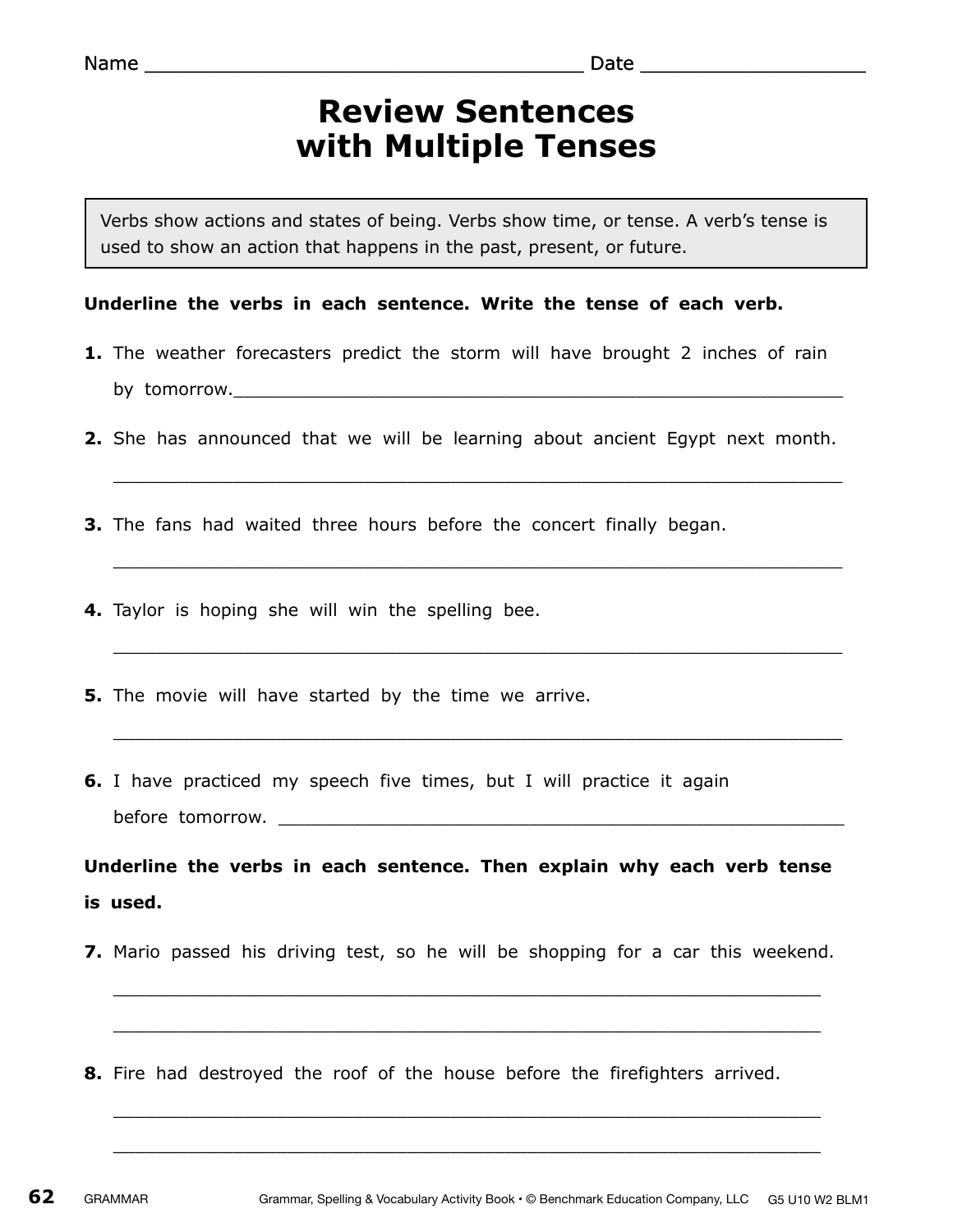Name ______________________________________ Date ___________________

# Review Sentences with Multiple Tenses

> Verbs show actions and states of being. Verbs show time, or tense. A verb's tense is used to show an action that happens in the past, present, or future.

**Underline the verbs in each sentence. Write the tense of each verb.**

**1.** The weather forecasters predict the storm will have brought 2 inches of rain by tomorrow. ____________________________________________

**2.** She has announced that we will be learning about ancient Egypt next month.

____________________________________________

**3.** The fans had waited three hours before the concert finally began.

____________________________________________

**4.** Taylor is hoping she will win the spelling bee.

____________________________________________

**5.** The movie will have started by the time we arrive.

____________________________________________

**6.** I have practiced my speech five times, but I will practice it again before tomorrow. ____________________________________________

**Underline the verbs in each sentence. Then explain why each verb tense is used.**

**7.** Mario passed his driving test, so he will be shopping for a car this weekend.

____________________________________________

____________________________________________

**8.** Fire had destroyed the roof of the house before the firefighters arrived.

____________________________________________

____________________________________________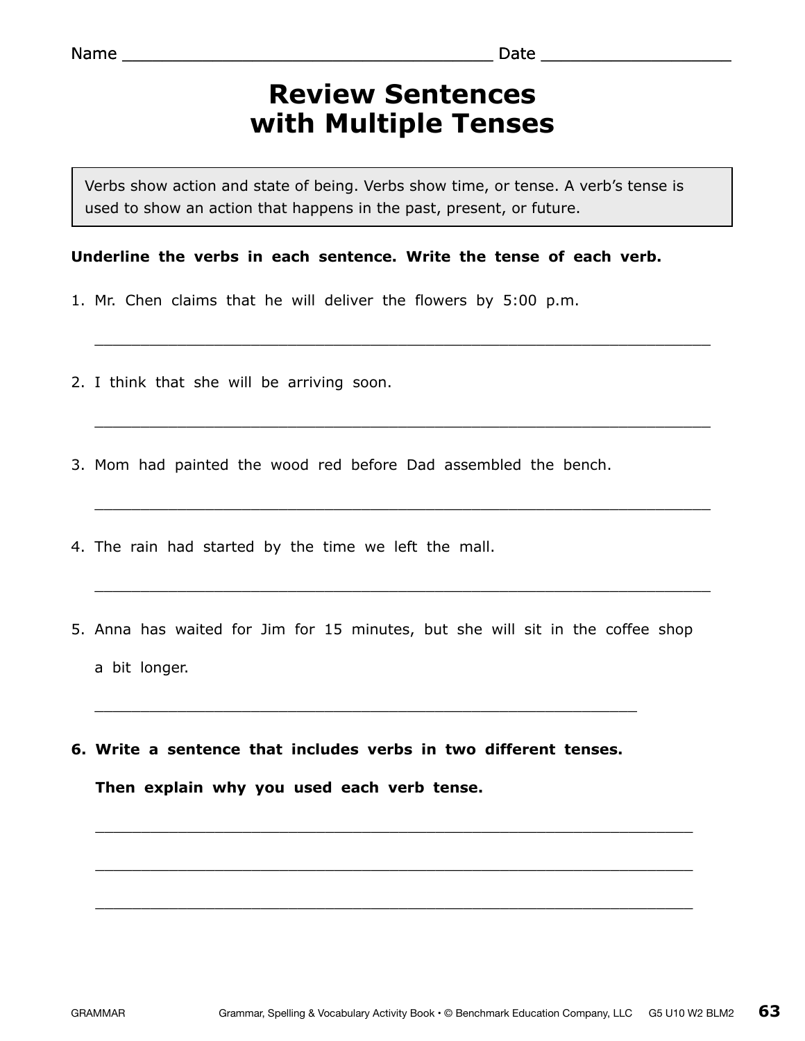Name ______________________________________ Date ___________________

# Review Sentences with Multiple Tenses

> Verbs show action and state of being. Verbs show time, or tense. A verb's tense is used to show an action that happens in the past, present, or future.

**Underline the verbs in each sentence. Write the tense of each verb.**

1. Mr. Chen claims that he will deliver the flowers by 5:00 p.m.

   ________________________________________________________________

2. I think that she will be arriving soon.

   ________________________________________________________________

3. Mom had painted the wood red before Dad assembled the bench.

   ________________________________________________________________

4. The rain had started by the time we left the mall.

   ________________________________________________________________

5. Anna has waited for Jim for 15 minutes, but she will sit in the coffee shop a bit longer.

   ________________________________________________________________

6. **Write a sentence that includes verbs in two different tenses. Then explain why you used each verb tense.**

   ________________________________________________________________

   ________________________________________________________________

   ________________________________________________________________

GRAMMAR Grammar, Spelling & Vocabulary Activity Book • © Benchmark Education Company, LLC G5 U10 W2 BLM2